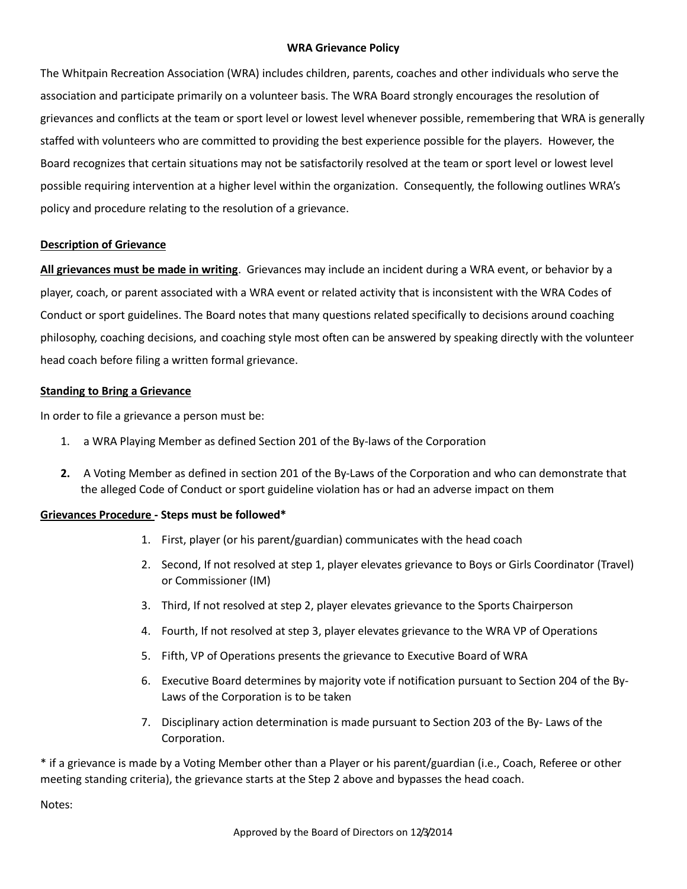**WRA Grievance Policy**

The Whitpain Recreation Association (WRA) includes children, parents, coaches and other individuals who serve the association and participate primarily on a volunteer basis. The WRA Board strongly encourages the resolution of grievances and conflicts at the team or sport level or lowest level whenever possible, remembering that WRA is generally staffed with volunteers who are committed to providing the best experience possible for the players. However, the Board recognizes that certain situations may not be satisfactorily resolved at the team or sport level or lowest level possible requiring intervention at a higher level within the organization. Consequently, the following outlines WRA's policy and procedure relating to the resolution of a grievance.

**Description of Grievance**

**All grievances must be made in writing**. Grievances may include an incident during a WRA event, or behavior by a player, coach, or parent associated with a WRA event or related activity that is inconsistent with the WRA Codes of Conduct or sport guidelines. The Board notes that many questions related specifically to decisions around coaching philosophy, coaching decisions, and coaching style most often can be answered by speaking directly with the volunteer head coach before filing a written formal grievance.

**Standing to Bring a Grievance**

In order to file a grievance a person must be:

1. a WRA Playing Member as defined Section 201 of the By-laws of the Corporation
2. A Voting Member as defined in section 201 of the By-Laws of the Corporation and who can demonstrate that the alleged Code of Conduct or sport guideline violation has or had an adverse impact on them

**Grievances Procedure - Steps must be followed***

1. First, player (or his parent/guardian) communicates with the head coach
2. Second, If not resolved at step 1, player elevates grievance to Boys or Girls Coordinator (Travel) or Commissioner (IM)
3. Third, If not resolved at step 2, player elevates grievance to the Sports Chairperson
4. Fourth, If not resolved at step 3, player elevates grievance to the WRA VP of Operations
5. Fifth, VP of Operations presents the grievance to Executive Board of WRA
6. Executive Board determines by majority vote if notification pursuant to Section 204 of the By-Laws of the Corporation is to be taken
7. Disciplinary action determination is made pursuant to Section 203 of the By- Laws of the Corporation.

* if a grievance is made by a Voting Member other than a Player or his parent/guardian (i.e., Coach, Referee or other meeting standing criteria), the grievance starts at the Step 2 above and bypasses the head coach.

Notes:

Approved by the Board of Directors on 12/3/2014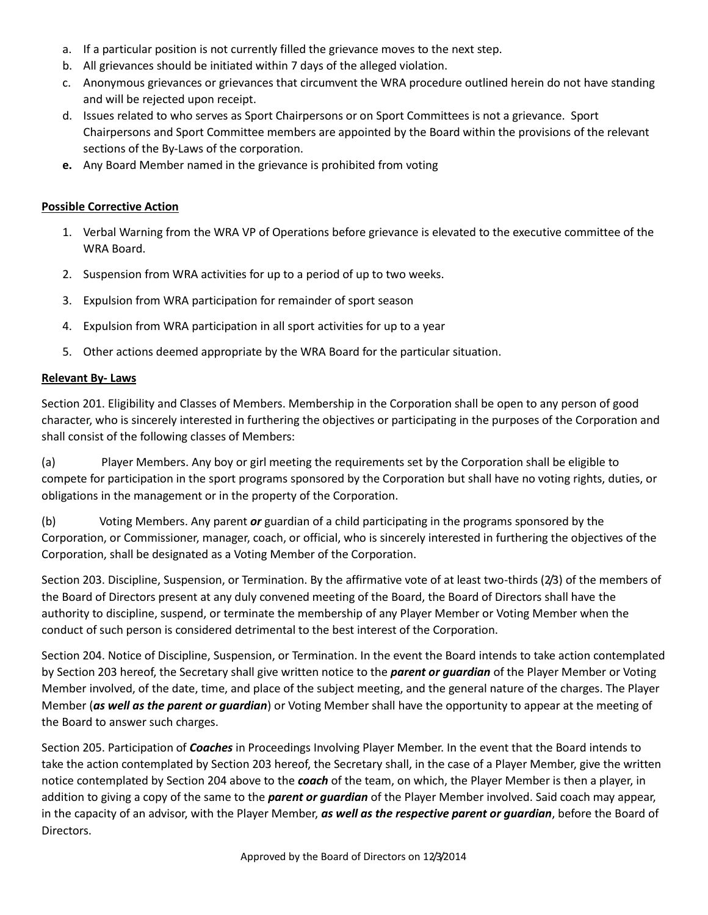a. If a particular position is not currently filled the grievance moves to the next step.
b. All grievances should be initiated within 7 days of the alleged violation.
c. Anonymous grievances or grievances that circumvent the WRA procedure outlined herein do not have standing and will be rejected upon receipt.
d. Issues related to who serves as Sport Chairpersons or on Sport Committees is not a grievance. Sport Chairpersons and Sport Committee members are appointed by the Board within the provisions of the relevant sections of the By-Laws of the corporation.
**e.** Any Board Member named in the grievance is prohibited from voting

**Possible Corrective Action**

1. Verbal Warning from the WRA VP of Operations before grievance is elevated to the executive committee of the WRA Board.
2. Suspension from WRA activities for up to a period of up to two weeks.
3. Expulsion from WRA participation for remainder of sport season
4. Expulsion from WRA participation in all sport activities for up to a year
5. Other actions deemed appropriate by the WRA Board for the particular situation.

**Relevant By- Laws**

Section 201. Eligibility and Classes of Members. Membership in the Corporation shall be open to any person of good character, who is sincerely interested in furthering the objectives or participating in the purposes of the Corporation and shall consist of the following classes of Members:

(a) Player Members. Any boy or girl meeting the requirements set by the Corporation shall be eligible to compete for participation in the sport programs sponsored by the Corporation but shall have no voting rights, duties, or obligations in the management or in the property of the Corporation.

(b) Voting Members. Any parent ***or*** guardian of a child participating in the programs sponsored by the Corporation, or Commissioner, manager, coach, or official, who is sincerely interested in furthering the objectives of the Corporation, shall be designated as a Voting Member of the Corporation.

Section 203. Discipline, Suspension, or Termination. By the affirmative vote of at least two-thirds (2/3) of the members of the Board of Directors present at any duly convened meeting of the Board, the Board of Directors shall have the authority to discipline, suspend, or terminate the membership of any Player Member or Voting Member when the conduct of such person is considered detrimental to the best interest of the Corporation.

Section 204. Notice of Discipline, Suspension, or Termination. In the event the Board intends to take action contemplated by Section 203 hereof, the Secretary shall give written notice to the ***parent or guardian*** of the Player Member or Voting Member involved, of the date, time, and place of the subject meeting, and the general nature of the charges. The Player Member (***as well as the parent or guardian***) or Voting Member shall have the opportunity to appear at the meeting of the Board to answer such charges.

Section 205. Participation of ***Coaches*** in Proceedings Involving Player Member. In the event that the Board intends to take the action contemplated by Section 203 hereof, the Secretary shall, in the case of a Player Member, give the written notice contemplated by Section 204 above to the ***coach*** of the team, on which, the Player Member is then a player, in addition to giving a copy of the same to the ***parent or guardian*** of the Player Member involved. Said coach may appear, in the capacity of an advisor, with the Player Member, ***as well as the respective parent or guardian***, before the Board of Directors.

Approved by the Board of Directors on 12/3/2014